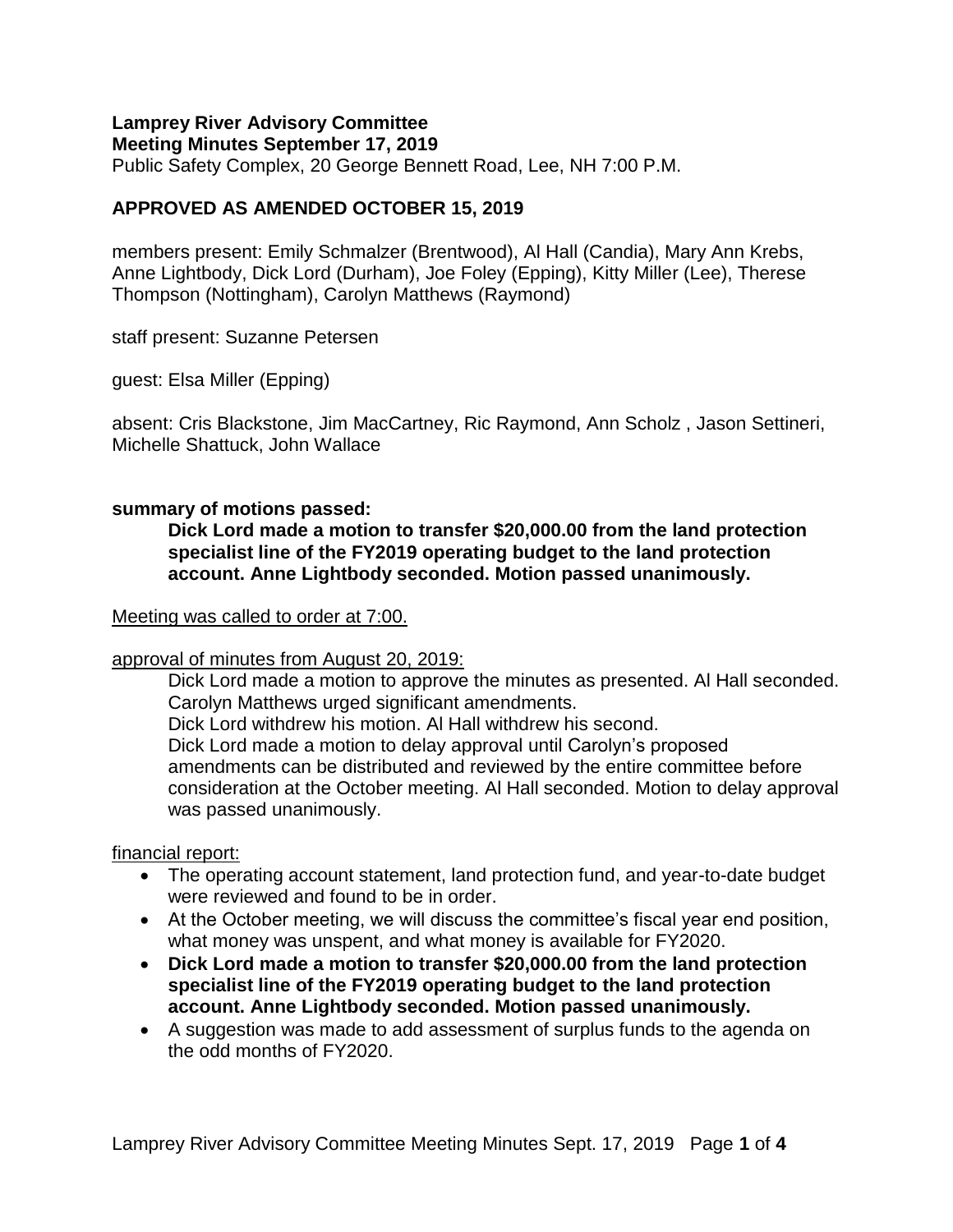**Lamprey River Advisory Committee**
**Meeting Minutes September 17, 2019**
Public Safety Complex, 20 George Bennett Road, Lee, NH 7:00 P.M.

**APPROVED AS AMENDED OCTOBER 15, 2019**

members present: Emily Schmalzer (Brentwood), Al Hall (Candia), Mary Ann Krebs, Anne Lightbody, Dick Lord (Durham), Joe Foley (Epping), Kitty Miller (Lee), Therese Thompson (Nottingham), Carolyn Matthews (Raymond)

staff present: Suzanne Petersen

guest: Elsa Miller (Epping)

absent: Cris Blackstone, Jim MacCartney, Ric Raymond, Ann Scholz , Jason Settineri, Michelle Shattuck, John Wallace

**summary of motions passed:**

> **Dick Lord made a motion to transfer $20,000.00 from the land protection specialist line of the FY2019 operating budget to the land protection account. Anne Lightbody seconded. Motion passed unanimously.**

Meeting was called to order at 7:00.

approval of minutes from August 20, 2019:

> Dick Lord made a motion to approve the minutes as presented. Al Hall seconded. Carolyn Matthews urged significant amendments.
> Dick Lord withdrew his motion. Al Hall withdrew his second.
> Dick Lord made a motion to delay approval until Carolyn's proposed amendments can be distributed and reviewed by the entire committee before consideration at the October meeting. Al Hall seconded. Motion to delay approval was passed unanimously.

financial report:

- The operating account statement, land protection fund, and year-to-date budget were reviewed and found to be in order.
- At the October meeting, we will discuss the committee's fiscal year end position, what money was unspent, and what money is available for FY2020.
- **Dick Lord made a motion to transfer $20,000.00 from the land protection specialist line of the FY2019 operating budget to the land protection account. Anne Lightbody seconded. Motion passed unanimously.**
- A suggestion was made to add assessment of surplus funds to the agenda on the odd months of FY2020.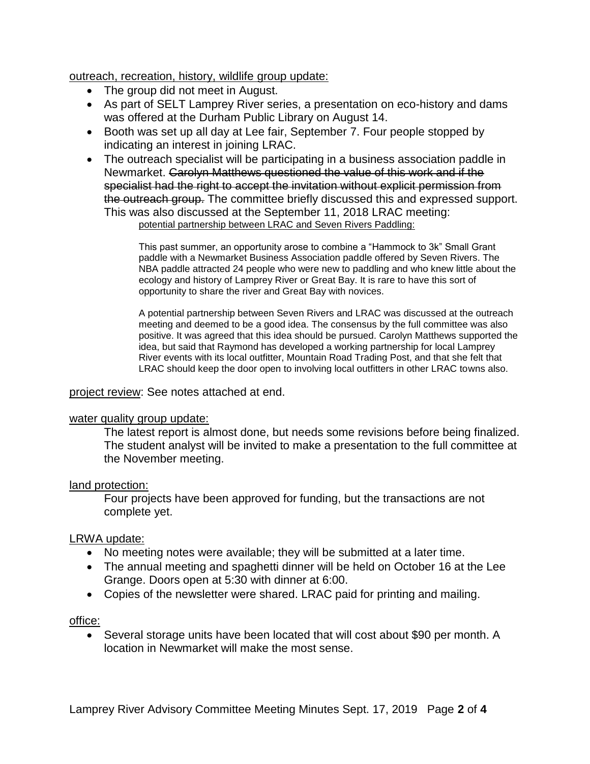outreach, recreation, history, wildlife group update:

- The group did not meet in August.
- As part of SELT Lamprey River series, a presentation on eco-history and dams was offered at the Durham Public Library on August 14.
- Booth was set up all day at Lee fair, September 7. Four people stopped by indicating an interest in joining LRAC.
- The outreach specialist will be participating in a business association paddle in Newmarket. ~~Carolyn Matthews questioned the value of this work and if the specialist had the right to accept the invitation without explicit permission from the outreach group.~~ The committee briefly discussed this and expressed support. This was also discussed at the September 11, 2018 LRAC meeting:

  potential partnership between LRAC and Seven Rivers Paddling:

  This past summer, an opportunity arose to combine a "Hammock to 3k" Small Grant paddle with a Newmarket Business Association paddle offered by Seven Rivers. The NBA paddle attracted 24 people who were new to paddling and who knew little about the ecology and history of Lamprey River or Great Bay. It is rare to have this sort of opportunity to share the river and Great Bay with novices.

  A potential partnership between Seven Rivers and LRAC was discussed at the outreach meeting and deemed to be a good idea. The consensus by the full committee was also positive. It was agreed that this idea should be pursued. Carolyn Matthews supported the idea, but said that Raymond has developed a working partnership for local Lamprey River events with its local outfitter, Mountain Road Trading Post, and that she felt that LRAC should keep the door open to involving local outfitters in other LRAC towns also.

project review: See notes attached at end.

water quality group update:

The latest report is almost done, but needs some revisions before being finalized. The student analyst will be invited to make a presentation to the full committee at the November meeting.

land protection:

Four projects have been approved for funding, but the transactions are not complete yet.

LRWA update:

- No meeting notes were available; they will be submitted at a later time.
- The annual meeting and spaghetti dinner will be held on October 16 at the Lee Grange. Doors open at 5:30 with dinner at 6:00.
- Copies of the newsletter were shared. LRAC paid for printing and mailing.

office:

- Several storage units have been located that will cost about $90 per month. A location in Newmarket will make the most sense.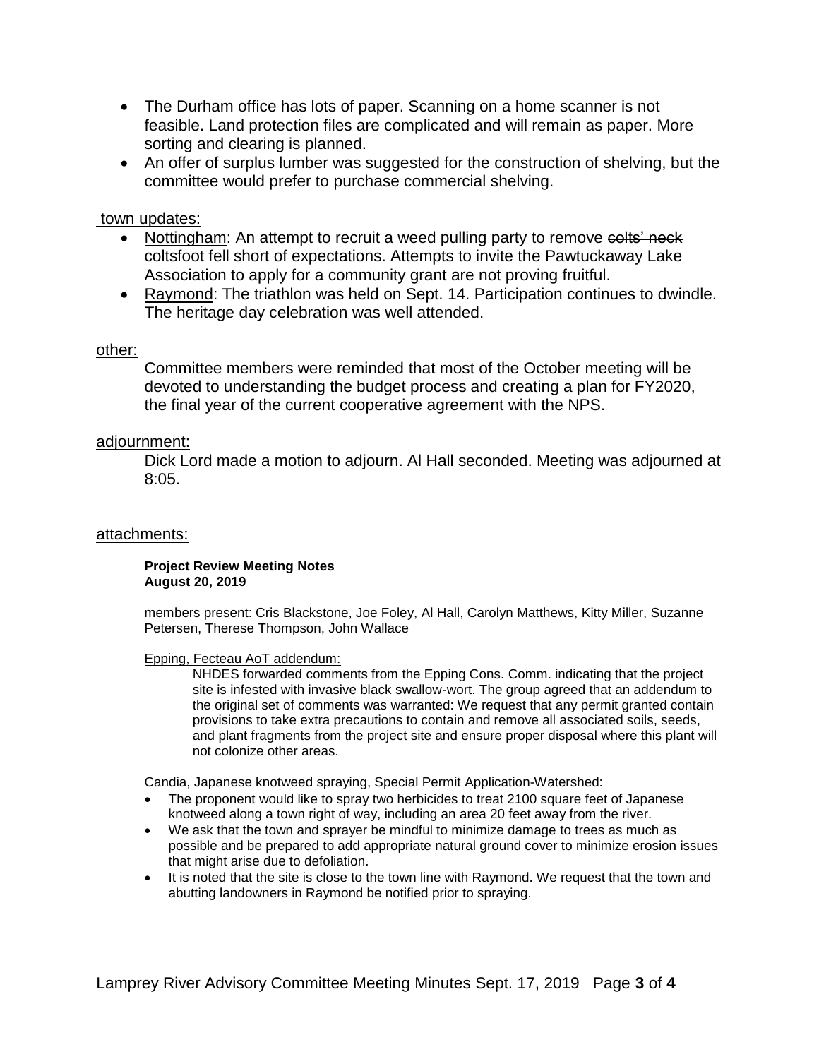- The Durham office has lots of paper. Scanning on a home scanner is not feasible. Land protection files are complicated and will remain as paper. More sorting and clearing is planned.
- An offer of surplus lumber was suggested for the construction of shelving, but the committee would prefer to purchase commercial shelving.

town updates:

- Nottingham: An attempt to recruit a weed pulling party to remove ~~colts' neck~~ coltsfoot fell short of expectations. Attempts to invite the Pawtuckaway Lake Association to apply for a community grant are not proving fruitful.
- Raymond: The triathlon was held on Sept. 14. Participation continues to dwindle. The heritage day celebration was well attended.

other:

Committee members were reminded that most of the October meeting will be devoted to understanding the budget process and creating a plan for FY2020, the final year of the current cooperative agreement with the NPS.

adjournment:

Dick Lord made a motion to adjourn. Al Hall seconded. Meeting was adjourned at 8:05.

attachments:

**Project Review Meeting Notes**
**August 20, 2019**

members present: Cris Blackstone, Joe Foley, Al Hall, Carolyn Matthews, Kitty Miller, Suzanne Petersen, Therese Thompson, John Wallace

Epping, Fecteau AoT addendum:

NHDES forwarded comments from the Epping Cons. Comm. indicating that the project site is infested with invasive black swallow-wort. The group agreed that an addendum to the original set of comments was warranted: We request that any permit granted contain provisions to take extra precautions to contain and remove all associated soils, seeds, and plant fragments from the project site and ensure proper disposal where this plant will not colonize other areas.

Candia, Japanese knotweed spraying, Special Permit Application-Watershed:

- The proponent would like to spray two herbicides to treat 2100 square feet of Japanese knotweed along a town right of way, including an area 20 feet away from the river.
- We ask that the town and sprayer be mindful to minimize damage to trees as much as possible and be prepared to add appropriate natural ground cover to minimize erosion issues that might arise due to defoliation.
- It is noted that the site is close to the town line with Raymond. We request that the town and abutting landowners in Raymond be notified prior to spraying.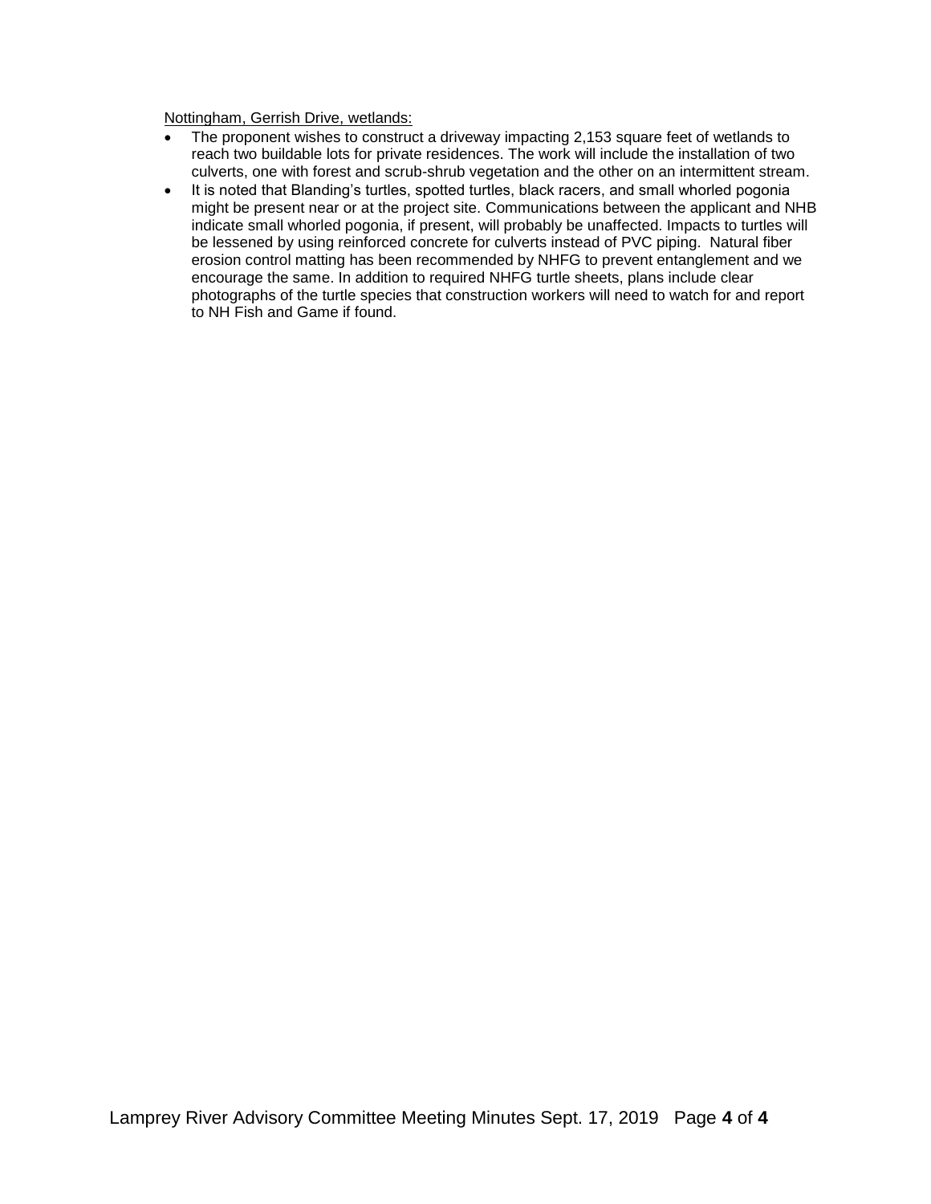Nottingham, Gerrish Drive, wetlands:

- The proponent wishes to construct a driveway impacting 2,153 square feet of wetlands to reach two buildable lots for private residences. The work will include the installation of two culverts, one with forest and scrub-shrub vegetation and the other on an intermittent stream.
- It is noted that Blanding's turtles, spotted turtles, black racers, and small whorled pogonia might be present near or at the project site. Communications between the applicant and NHB indicate small whorled pogonia, if present, will probably be unaffected. Impacts to turtles will be lessened by using reinforced concrete for culverts instead of PVC piping. Natural fiber erosion control matting has been recommended by NHFG to prevent entanglement and we encourage the same. In addition to required NHFG turtle sheets, plans include clear photographs of the turtle species that construction workers will need to watch for and report to NH Fish and Game if found.